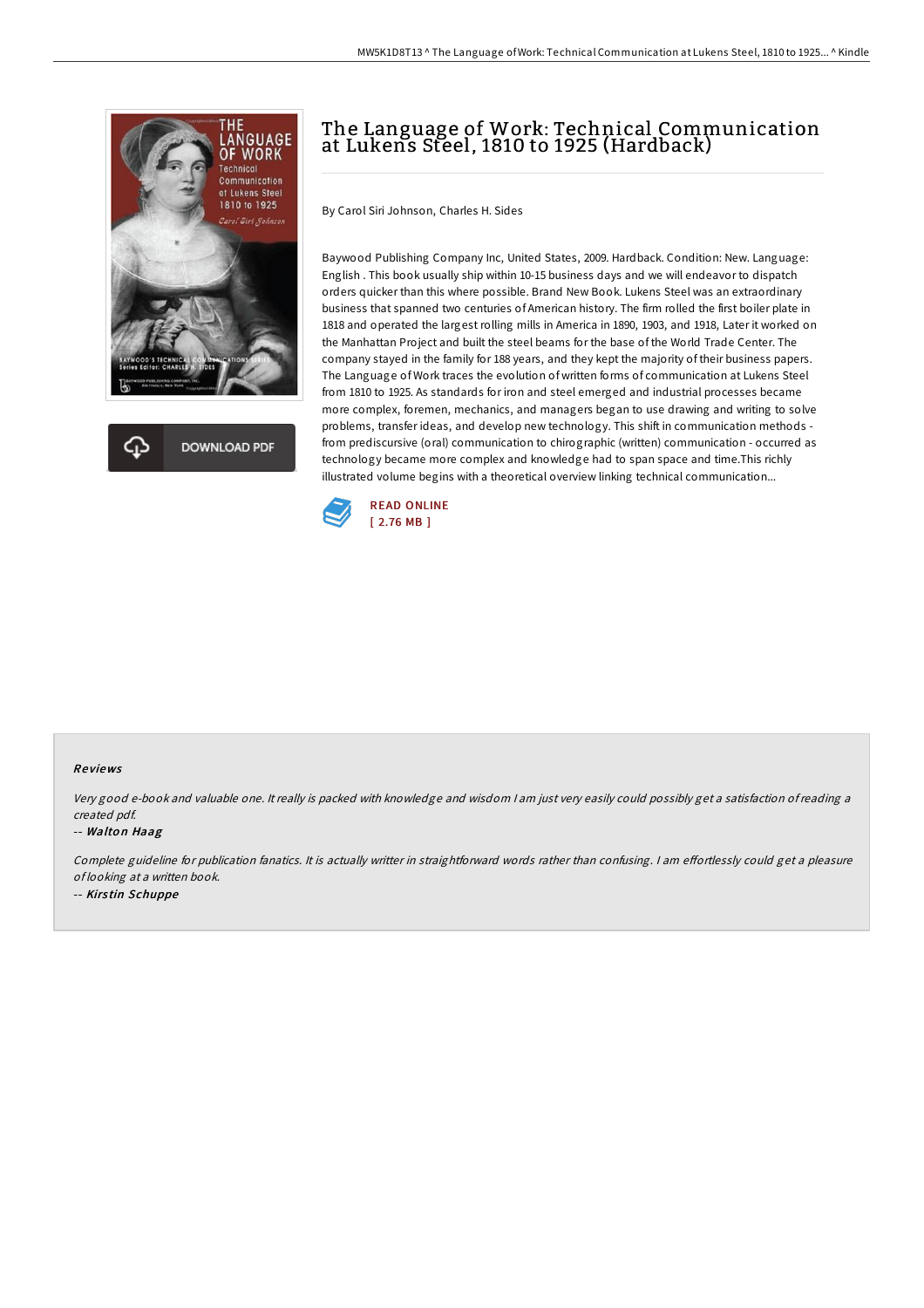# The Language of Work: Technical Communication at Lukens Steel, 1810 to 1925 (Hardback)

By Carol Siri Johnson, Charles H. Sides

Baywood Publishing Company Inc, United States, 2009. Hardback. Condition: New. Language: English . This book usually ship within 10-15 business days and we will endeavor to dispatch orders quicker than this where possible. Brand New Book. Lukens Steel was an extraordinary business that spanned two centuries of American history. The firm rolled the first boiler plate in 1818 and operated the largest rolling mills in America in 1890, 1903, and 1918, Later it worked on the Manhattan Project and built the steel beams for the base of the World Trade Center. The company stayed in the family for 188 years, and they kept the majority of their business papers. The Language of Work traces the evolution of written forms of communication at Lukens Steel from 1810 to 1925. As standards for iron and steel emerged and industrial processes became more complex, foremen, mechanics, and managers began to use drawing and writing to solve problems, transfer ideas, and develop new technology. This shift in communication methods - from prediscursive (oral) communication to chirographic (written) communication - occurred as technology became more complex and knowledge had to span space and time.This richly illustrated volume begins with a theoretical overview linking technical communication...

DOWNLOAD PDF

READ ONLINE
[ 2.76 MB ]

## Reviews

*Very good e-book and valuable one. It really is packed with knowledge and wisdom I am just very easily could possibly get a satisfaction of reading a created pdf.*

-- ***Walton Haag***

*Complete guideline for publication fanatics. It is actually writter in straightforward words rather than confusing. I am effortlessly could get a pleasure of looking at a written book.*

-- ***Kirstin Schuppe***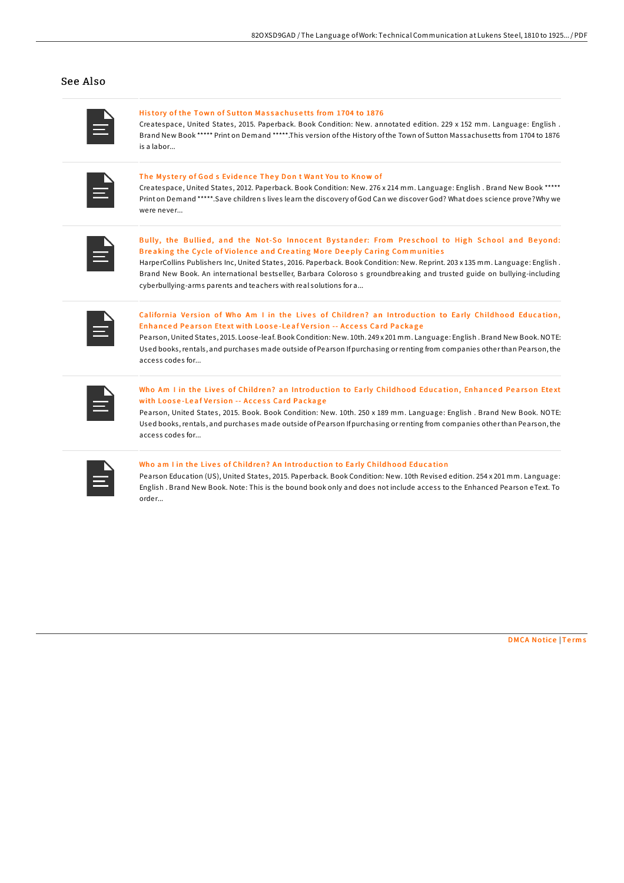## See Also

### History of the Town of Sutton Massachusetts from 1704 to 1876

Createspace, United States, 2015. Paperback. Book Condition: New. annotated edition. 229 x 152 mm. Language: English . Brand New Book ***** Print on Demand *****.This version of the History of the Town of Sutton Massachusetts from 1704 to 1876 is a labor...

### The Mystery of God s Evidence They Don t Want You to Know of

Createspace, United States, 2012. Paperback. Book Condition: New. 276 x 214 mm. Language: English . Brand New Book ***** Print on Demand *****.Save children s lives learn the discovery of God Can we discover God? What does science prove? Why we were never...

### Bully, the Bullied, and the Not-So Innocent Bystander: From Preschool to High School and Beyond: Breaking the Cycle of Violence and Creating More Deeply Caring Communities

HarperCollins Publishers Inc, United States, 2016. Paperback. Book Condition: New. Reprint. 203 x 135 mm. Language: English . Brand New Book. An international bestseller, Barbara Coloroso s groundbreaking and trusted guide on bullying-including cyberbullying-arms parents and teachers with real solutions for a...

### California Version of Who Am I in the Lives of Children? an Introduction to Early Childhood Education, Enhanced Pearson Etext with Loose-Leaf Version -- Access Card Package

Pearson, United States, 2015. Loose-leaf. Book Condition: New. 10th. 249 x 201 mm. Language: English . Brand New Book. NOTE: Used books, rentals, and purchases made outside of Pearson If purchasing or renting from companies other than Pearson, the access codes for...

### Who Am I in the Lives of Children? an Introduction to Early Childhood Education, Enhanced Pearson Etext with Loose-Leaf Version -- Access Card Package

Pearson, United States, 2015. Book. Book Condition: New. 10th. 250 x 189 mm. Language: English . Brand New Book. NOTE: Used books, rentals, and purchases made outside of Pearson If purchasing or renting from companies other than Pearson, the access codes for...

### Who am I in the Lives of Children? An Introduction to Early Childhood Education

Pearson Education (US), United States, 2015. Paperback. Book Condition: New. 10th Revised edition. 254 x 201 mm. Language: English . Brand New Book. Note: This is the bound book only and does not include access to the Enhanced Pearson eText. To order...